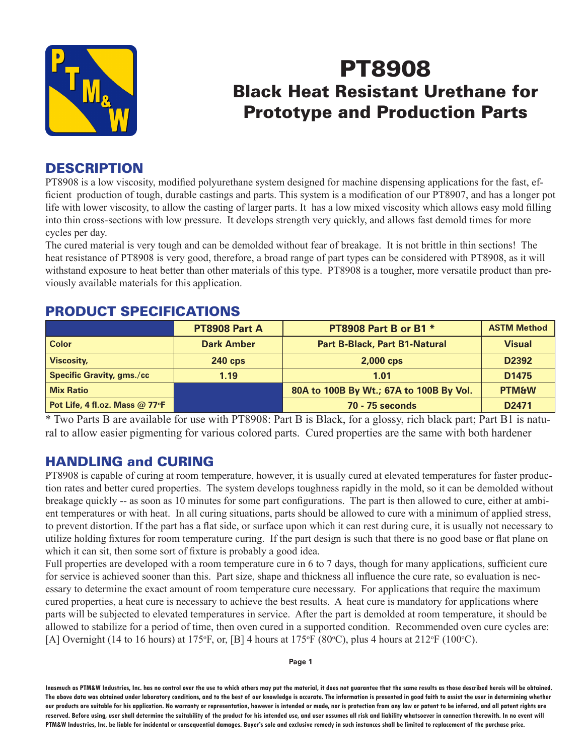# PT8908

## Black Heat Resistant Urethane for Prototype and Production Parts

## DESCRIPTION

PT8908 is a low viscosity, modified polyurethane system designed for machine dispensing applications for the fast, efficient production of tough, durable castings and parts. This system is a modification of our PT8907, and has a longer pot life with lower viscosity, to allow the casting of larger parts. It has a low mixed viscosity which allows easy mold filling into thin cross-sections with low pressure. It develops strength very quickly, and allows fast demold times for more cycles per day.

The cured material is very tough and can be demolded without fear of breakage. It is not brittle in thin sections! The heat resistance of PT8908 is very good, therefore, a broad range of part types can be considered with PT8908, as it will withstand exposure to heat better than other materials of this type. PT8908 is a tougher, more versatile product than previously available materials for this application.

## PRODUCT SPECIFICATIONS

| | PT8908 Part A | PT8908 Part B or B1 * | ASTM Method |
|---|---|---|---|
| Color | Dark Amber | Part B-Black, Part B1-Natural | Visual |
| Viscosity, | 240 cps | 2,000 cps | D2392 |
| Specific Gravity, gms./cc | 1.19 | 1.01 | D1475 |
| Mix Ratio | | 80A to 100B By Wt.; 67A to 100B By Vol. | PTM&W |
| Pot Life, 4 fl.oz. Mass @ 77°F | | 70 - 75 seconds | D2471 |

* Two Parts B are available for use with PT8908: Part B is Black, for a glossy, rich black part; Part B1 is natural to allow easier pigmenting for various colored parts. Cured properties are the same with both hardener

## HANDLING and CURING

PT8908 is capable of curing at room temperature, however, it is usually cured at elevated temperatures for faster production rates and better cured properties. The system develops toughness rapidly in the mold, so it can be demolded without breakage quickly -- as soon as 10 minutes for some part configurations. The part is then allowed to cure, either at ambient temperatures or with heat. In all curing situations, parts should be allowed to cure with a minimum of applied stress, to prevent distortion. If the part has a flat side, or surface upon which it can rest during cure, it is usually not necessary to utilize holding fixtures for room temperature curing. If the part design is such that there is no good base or flat plane on which it can sit, then some sort of fixture is probably a good idea.

Full properties are developed with a room temperature cure in 6 to 7 days, though for many applications, sufficient cure for service is achieved sooner than this. Part size, shape and thickness all influence the cure rate, so evaluation is necessary to determine the exact amount of room temperature cure necessary. For applications that require the maximum cured properties, a heat cure is necessary to achieve the best results. A heat cure is mandatory for applications where parts will be subjected to elevated temperatures in service. After the part is demolded at room temperature, it should be allowed to stabilize for a period of time, then oven cured in a supported condition. Recommended oven cure cycles are: [A] Overnight (14 to 16 hours) at 175°F, or, [B] 4 hours at 175°F (80°C), plus 4 hours at 212°F (100°C).

**Inasmuch as PTM&W Industries, Inc. has no control over the use to which others may put the material, it does not guarantee that the same results as those described hereis will be obtained. The above data was obtained under laboratory conditions, and to the best of our knowledge is accurate. The information is presented in good faith to assist the user in determining whether our products are suitable for his application. No warranty or representation, however is intended or made, nor is protection from any law or patent to be inferred, and all patent rights are reserved. Before using, user shall determine the suitability of the product for his intended use, and user assumes all risk and liability whatsoever in connection therewith. In no event will PTM&W Industries, Inc. be liable for incidental or consequential damages. Buyer's sole and exclusive remedy in such instances shall be limited to replacement of the purchase price.**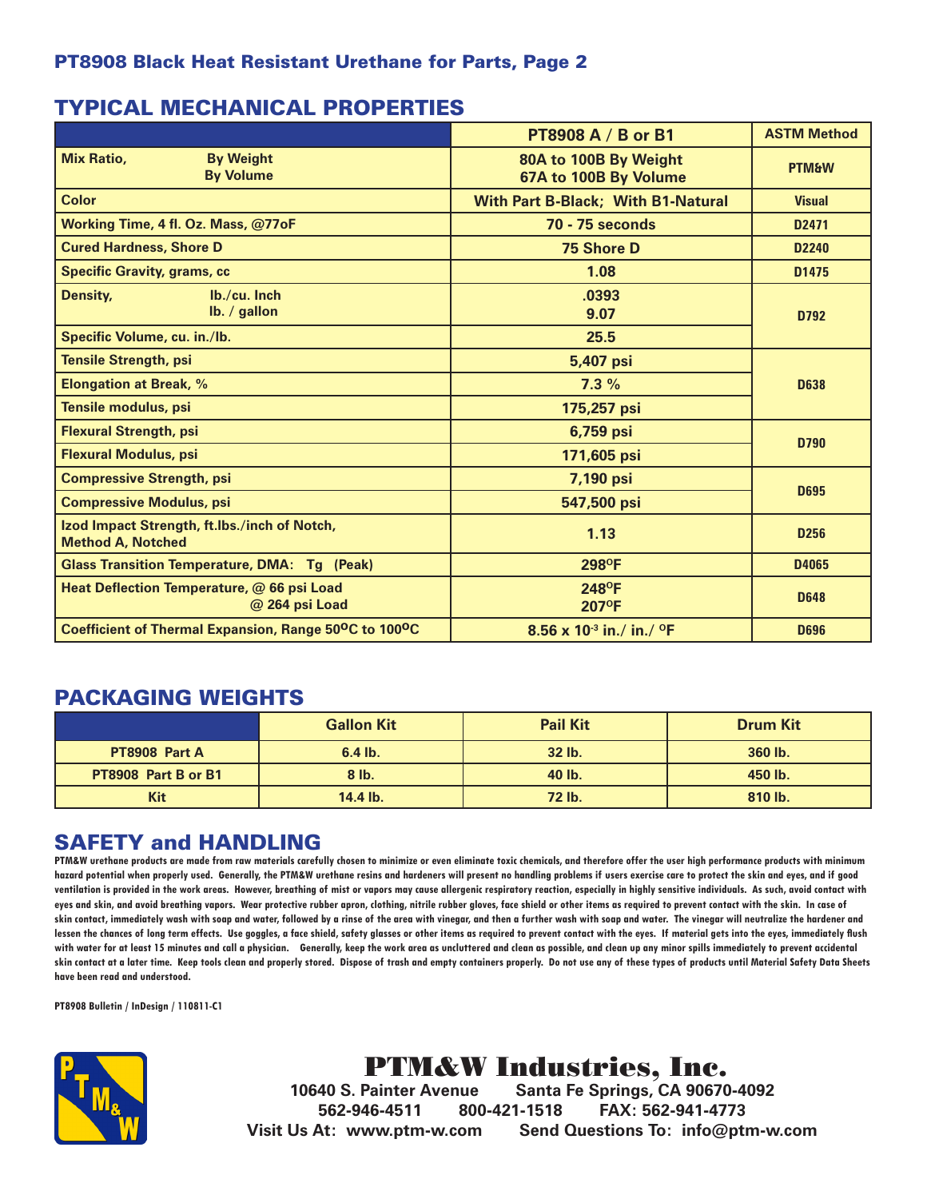## TYPICAL MECHANICAL PROPERTIES

| | PT8908 A / B or B1 | ASTM Method |
|---|---|---|
| **Mix Ratio, By Weight / By Volume** | 80A to 100B By Weight<br>67A to 100B By Volume | PTM&W |
| **Color** | With Part B-Black; With B1-Natural | Visual |
| **Working Time, 4 fl. Oz. Mass, @77oF** | 70 - 75 seconds | D2471 |
| **Cured Hardness, Shore D** | 75 Shore D | D2240 |
| **Specific Gravity, grams, cc** | 1.08 | D1475 |
| **Density, lb./cu. Inch / lb. / gallon** | .0393<br>9.07 | D792 |
| **Specific Volume, cu. in./lb.** | 25.5 | D792 |
| **Tensile Strength, psi** | 5,407 psi | D638 |
| **Elongation at Break, %** | 7.3 % | D638 |
| **Tensile modulus, psi** | 175,257 psi | D638 |
| **Flexural Strength, psi** | 6,759 psi | D790 |
| **Flexural Modulus, psi** | 171,605 psi | D790 |
| **Compressive Strength, psi** | 7,190 psi | D695 |
| **Compressive Modulus, psi** | 547,500 psi | D695 |
| **Izod Impact Strength, ft.lbs./inch of Notch, Method A, Notched** | 1.13 | D256 |
| **Glass Transition Temperature, DMA: Tg (Peak)** | 298°F | D4065 |
| **Heat Deflection Temperature, @ 66 psi Load / @ 264 psi Load** | 248°F<br>207°F | D648 |
| **Coefficient of Thermal Expansion, Range 50°C to 100°C** | $8.56 \times 10^{-3}$ in./ in./ °F | D696 |

## PACKAGING WEIGHTS

| | Gallon Kit | Pail Kit | Drum Kit |
|---|---|---|---|
| PT8908 Part A | 6.4 lb. | 32 lb. | 360 lb. |
| PT8908 Part B or B1 | 8 lb. | 40 lb. | 450 lb. |
| Kit | 14.4 lb. | 72 lb. | 810 lb. |

## SAFETY and HANDLING

PTM&W urethane products are made from raw materials carefully chosen to minimize or even eliminate toxic chemicals, and therefore offer the user high performance products with minimum hazard potential when properly used. Generally, the PTM&W urethane resins and hardeners will present no handling problems if users exercise care to protect the skin and eyes, and if good ventilation is provided in the work areas. However, breathing of mist or vapors may cause allergenic respiratory reaction, especially in highly sensitive individuals. As such, avoid contact with eyes and skin, and avoid breathing vapors. Wear protective rubber apron, clothing, nitrile rubber gloves, face shield or other items as required to prevent contact with the skin. In case of skin contact, immediately wash with soap and water, followed by a rinse of the area with vinegar, and then a further wash with soap and water. The vinegar will neutralize the hardener and lessen the chances of long term effects. Use goggles, a face shield, safety glasses or other items as required to prevent contact with the eyes. If material gets into the eyes, immediately flush with water for at least 15 minutes and call a physician. Generally, keep the work area as uncluttered and clean as possible, and clean up any minor spills immediately to prevent accidental skin contact at a later time. Keep tools clean and properly stored. Dispose of trash and empty containers properly. Do not use any of these types of products until Material Safety Data Sheets have been read and understood.

PT8908 Bulletin / InDesign / 110811-C1

**PTM&W Industries, Inc.**
10640 S. Painter Avenue Santa Fe Springs, CA 90670-4092
562-946-4511 800-421-1518 FAX: 562-941-4773
Visit Us At: www.ptm-w.com Send Questions To: info@ptm-w.com